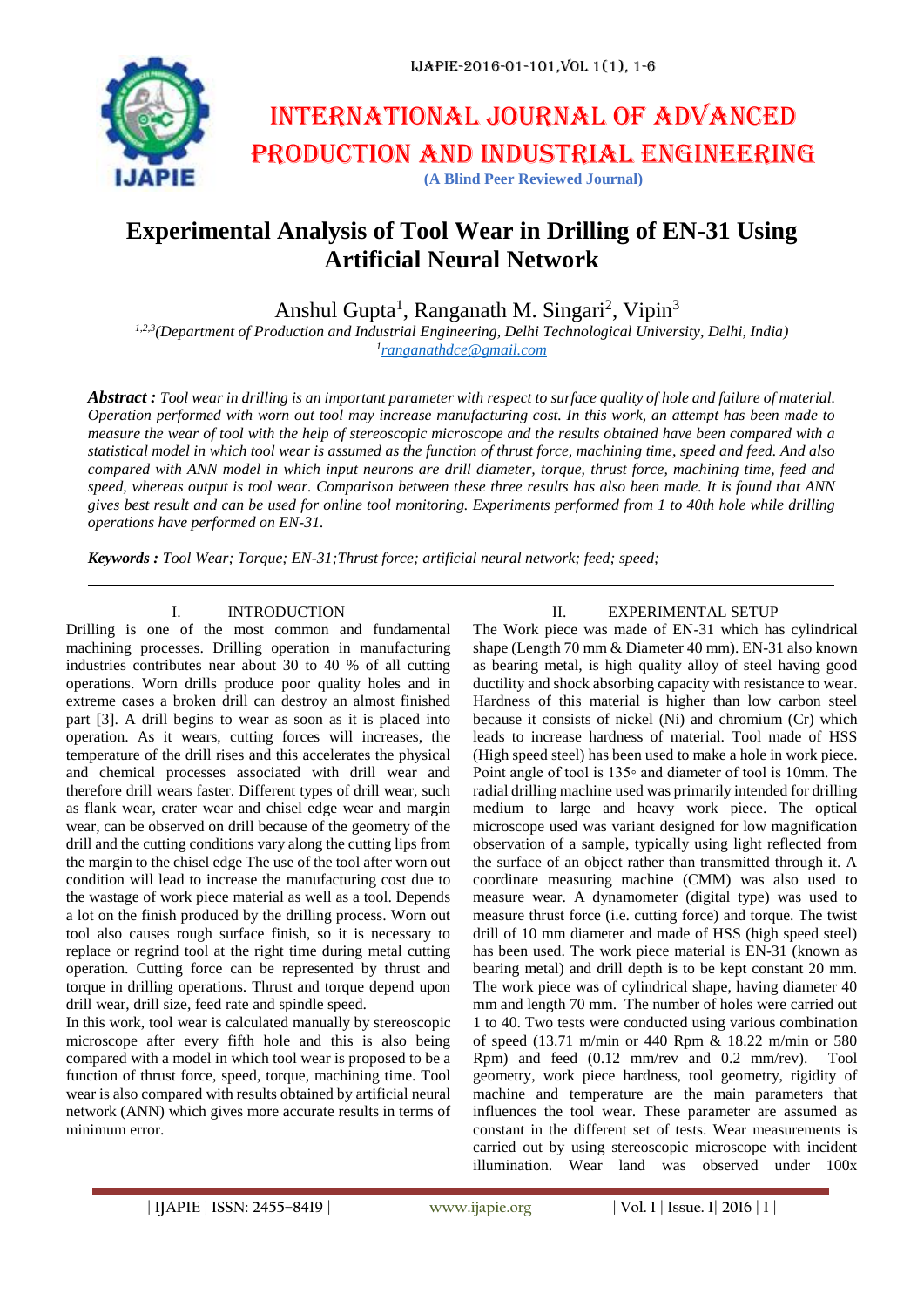# INTERNATIONAL JOURNAL OF ADVANCED PRODUCTION AND INDUSTRIAL ENGINEERING

**(A Blind Peer Reviewed Journal)**

# Experimental Analysis of Tool Wear in Drilling of EN-31 Using Artificial Neural Network

Anshul Gupta[1], Ranganath M. Singari[2], Vipin[3]

*[1,2,3](Department of Production and Industrial Engineering, Delhi Technological University, Delhi, India)*
[1]ranganathdce@gmail.com

***Abstract :*** *Tool wear in drilling is an important parameter with respect to surface quality of hole and failure of material. Operation performed with worn out tool may increase manufacturing cost. In this work, an attempt has been made to measure the wear of tool with the help of stereoscopic microscope and the results obtained have been compared with a statistical model in which tool wear is assumed as the function of thrust force, machining time, speed and feed. And also compared with ANN model in which input neurons are drill diameter, torque, thrust force, machining time, feed and speed, whereas output is tool wear. Comparison between these three results has also been made. It is found that ANN gives best result and can be used for online tool monitoring. Experiments performed from 1 to 40th hole while drilling operations have performed on EN-31.*

***Keywords :*** *Tool Wear; Torque; EN-31;Thrust force; artificial neural network; feed; speed;*

## I. INTRODUCTION

Drilling is one of the most common and fundamental machining processes. Drilling operation in manufacturing industries contributes near about 30 to 40 % of all cutting operations. Worn drills produce poor quality holes and in extreme cases a broken drill can destroy an almost finished part [3]. A drill begins to wear as soon as it is placed into operation. As it wears, cutting forces will increases, the temperature of the drill rises and this accelerates the physical and chemical processes associated with drill wear and therefore drill wears faster. Different types of drill wear, such as flank wear, crater wear and chisel edge wear and margin wear, can be observed on drill because of the geometry of the drill and the cutting conditions vary along the cutting lips from the margin to the chisel edge The use of the tool after worn out condition will lead to increase the manufacturing cost due to the wastage of work piece material as well as a tool. Depends a lot on the finish produced by the drilling process. Worn out tool also causes rough surface finish, so it is necessary to replace or regrind tool at the right time during metal cutting operation. Cutting force can be represented by thrust and torque in drilling operations. Thrust and torque depend upon drill wear, drill size, feed rate and spindle speed.

In this work, tool wear is calculated manually by stereoscopic microscope after every fifth hole and this is also being compared with a model in which tool wear is proposed to be a function of thrust force, speed, torque, machining time. Tool wear is also compared with results obtained by artificial neural network (ANN) which gives more accurate results in terms of minimum error.

## II. EXPERIMENTAL SETUP

The Work piece was made of EN-31 which has cylindrical shape (Length 70 mm & Diameter 40 mm). EN-31 also known as bearing metal, is high quality alloy of steel having good ductility and shock absorbing capacity with resistance to wear. Hardness of this material is higher than low carbon steel because it consists of nickel (Ni) and chromium (Cr) which leads to increase hardness of material. Tool made of HSS (High speed steel) has been used to make a hole in work piece. Point angle of tool is 135◦ and diameter of tool is 10mm. The radial drilling machine used was primarily intended for drilling medium to large and heavy work piece. The optical microscope used was variant designed for low magnification observation of a sample, typically using light reflected from the surface of an object rather than transmitted through it. A coordinate measuring machine (CMM) was also used to measure wear. A dynamometer (digital type) was used to measure thrust force (i.e. cutting force) and torque. The twist drill of 10 mm diameter and made of HSS (high speed steel) has been used. The work piece material is EN-31 (known as bearing metal) and drill depth is to be kept constant 20 mm. The work piece was of cylindrical shape, having diameter 40 mm and length 70 mm. The number of holes were carried out 1 to 40. Two tests were conducted using various combination of speed (13.71 m/min or 440 Rpm & 18.22 m/min or 580 Rpm) and feed (0.12 mm/rev and 0.2 mm/rev). Tool geometry, work piece hardness, tool geometry, rigidity of machine and temperature are the main parameters that influences the tool wear. These parameter are assumed as constant in the different set of tests. Wear measurements is carried out by using stereoscopic microscope with incident illumination. Wear land was observed under 100x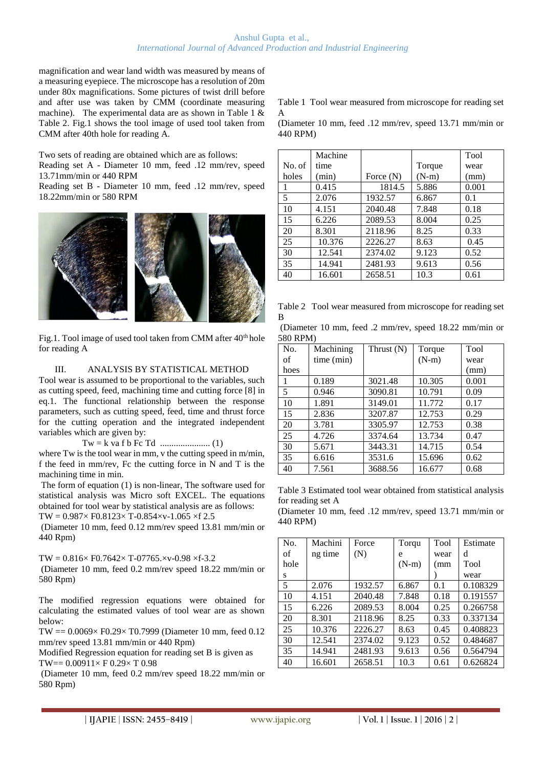magnification and wear land width was measured by means of a measuring eyepiece. The microscope has a resolution of 20m under 80x magnifications. Some pictures of twist drill before and after use was taken by CMM (coordinate measuring machine). The experimental data are as shown in Table 1 & Table 2. Fig.1 shows the tool image of used tool taken from CMM after 40th hole for reading A.

Two sets of reading are obtained which are as follows:

Reading set A - Diameter 10 mm, feed .12 mm/rev, speed 13.71mm/min or 440 RPM

Reading set B - Diameter 10 mm, feed .12 mm/rev, speed 18.22mm/min or 580 RPM

Fig.1. Tool image of used tool taken from CMM after 40th hole for reading A

## III. ANALYSIS BY STATISTICAL METHOD

Tool wear is assumed to be proportional to the variables, such as cutting speed, feed, machining time and cutting force [8] in eq.1. The functional relationship between the response parameters, such as cutting speed, feed, time and thrust force for the cutting operation and the integrated independent variables which are given by:

$$Tw = k\ v^{a} f^{b} Fc\ T^{d} \quad \text{...................... (1)}$$

where Tw is the tool wear in mm, v the cutting speed in m/min, f the feed in mm/rev, Fc the cutting force in N and T is the machining time in min.

The form of equation (1) is non-linear, The software used for statistical analysis was Micro soft EXCEL. The equations obtained for tool wear by statistical analysis are as follows:

$TW = 0.987\times F^{0.8123}\times T^{-0.854}\times v^{-1.065}\times f^{2.5}$

(Diameter 10 mm, feed 0.12 mm/rev speed 13.81 mm/min or 440 Rpm)

$TW = 0.816\times F^{0.7642}\times T^{-0.7765}\times v^{-0.98}\times f^{-3.2}$

(Diameter 10 mm, feed 0.2 mm/rev speed 18.22 mm/min or 580 Rpm)

The modified regression equations were obtained for calculating the estimated values of tool wear are as shown below:

$TW == 0.0069\times F^{0.29}\times T^{0.7999}$ (Diameter 10 mm, feed 0.12 mm/rev speed 13.81 mm/min or 440 Rpm)

Modified Regression equation for reading set B is given as

$TW == 0.00911\times F^{0.29}\times T^{0.98}$

(Diameter 10 mm, feed 0.2 mm/rev speed 18.22 mm/min or 580 Rpm)

Table 1 Tool wear measured from microscope for reading set A

(Diameter 10 mm, feed .12 mm/rev, speed 13.71 mm/min or 440 RPM)

| No. of holes | Machine time (min) | Force (N) | Torque (N-m) | Tool wear (mm) |
|---|---|---|---|---|
| 1 | 0.415 | 1814.5 | 5.886 | 0.001 |
| 5 | 2.076 | 1932.57 | 6.867 | 0.1 |
| 10 | 4.151 | 2040.48 | 7.848 | 0.18 |
| 15 | 6.226 | 2089.53 | 8.004 | 0.25 |
| 20 | 8.301 | 2118.96 | 8.25 | 0.33 |
| 25 | 10.376 | 2226.27 | 8.63 | 0.45 |
| 30 | 12.541 | 2374.02 | 9.123 | 0.52 |
| 35 | 14.941 | 2481.93 | 9.613 | 0.56 |
| 40 | 16.601 | 2658.51 | 10.3 | 0.61 |

Table 2 Tool wear measured from microscope for reading set B

(Diameter 10 mm, feed .2 mm/rev, speed 18.22 mm/min or 580 RPM)

| No. of hoes | Machining time (min) | Thrust (N) | Torque (N-m) | Tool wear (mm) |
|---|---|---|---|---|
| 1 | 0.189 | 3021.48 | 10.305 | 0.001 |
| 5 | 0.946 | 3090.81 | 10.791 | 0.09 |
| 10 | 1.891 | 3149.01 | 11.772 | 0.17 |
| 15 | 2.836 | 3207.87 | 12.753 | 0.29 |
| 20 | 3.781 | 3305.97 | 12.753 | 0.38 |
| 25 | 4.726 | 3374.64 | 13.734 | 0.47 |
| 30 | 5.671 | 3443.31 | 14.715 | 0.54 |
| 35 | 6.616 | 3531.6 | 15.696 | 0.62 |
| 40 | 7.561 | 3688.56 | 16.677 | 0.68 |

Table 3 Estimated tool wear obtained from statistical analysis for reading set A

(Diameter 10 mm, feed .12 mm/rev, speed 13.71 mm/min or 440 RPM)

| No. of holes | Machining time | Force (N) | Torque (N-m) | Tool wear (mm) | Estimated Tool wear |
|---|---|---|---|---|---|
| 5 | 2.076 | 1932.57 | 6.867 | 0.1 | 0.108329 |
| 10 | 4.151 | 2040.48 | 7.848 | 0.18 | 0.191557 |
| 15 | 6.226 | 2089.53 | 8.004 | 0.25 | 0.266758 |
| 20 | 8.301 | 2118.96 | 8.25 | 0.33 | 0.337134 |
| 25 | 10.376 | 2226.27 | 8.63 | 0.45 | 0.408823 |
| 30 | 12.541 | 2374.02 | 9.123 | 0.52 | 0.484687 |
| 35 | 14.941 | 2481.93 | 9.613 | 0.56 | 0.564794 |
| 40 | 16.601 | 2658.51 | 10.3 | 0.61 | 0.626824 |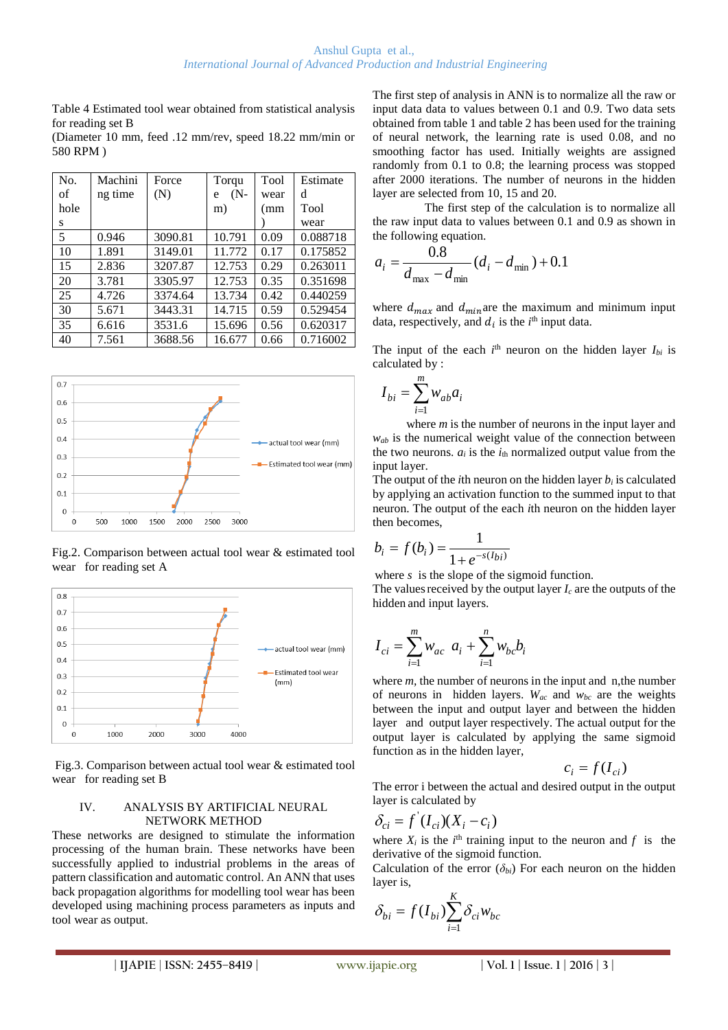Table 4 Estimated tool wear obtained from statistical analysis for reading set B
(Diameter 10 mm, feed .12 mm/rev, speed 18.22 mm/min or 580 RPM )

| No. of holes | Machining time | Force (N) | Torque (N-m) | Tool wear (mm) | Estimated Tool wear |
|---|---|---|---|---|---|
| 5 | 0.946 | 3090.81 | 10.791 | 0.09 | 0.088718 |
| 10 | 1.891 | 3149.01 | 11.772 | 0.17 | 0.175852 |
| 15 | 2.836 | 3207.87 | 12.753 | 0.29 | 0.263011 |
| 20 | 3.781 | 3305.97 | 12.753 | 0.35 | 0.351698 |
| 25 | 4.726 | 3374.64 | 13.734 | 0.42 | 0.440259 |
| 30 | 5.671 | 3443.31 | 14.715 | 0.59 | 0.529454 |
| 35 | 6.616 | 3531.6 | 15.696 | 0.56 | 0.620317 |
| 40 | 7.561 | 3688.56 | 16.677 | 0.66 | 0.716002 |

Fig.2. Comparison between actual tool wear & estimated tool wear for reading set A

Fig.3. Comparison between actual tool wear & estimated tool wear for reading set B

## IV. ANALYSIS BY ARTIFICIAL NEURAL NETWORK METHOD

These networks are designed to stimulate the information processing of the human brain. These networks have been successfully applied to industrial problems in the areas of pattern classification and automatic control. An ANN that uses back propagation algorithms for modelling tool wear has been developed using machining process parameters as inputs and tool wear as output.

The first step of analysis in ANN is to normalize all the raw or input data data to values between 0.1 and 0.9. Two data sets obtained from table 1 and table 2 has been used for the training of neural network, the learning rate is used 0.08, and no smoothing factor has used. Initially weights are assigned randomly from 0.1 to 0.8; the learning process was stopped after 2000 iterations. The number of neurons in the hidden layer are selected from 10, 15 and 20.

The first step of the calculation is to normalize all the raw input data to values between 0.1 and 0.9 as shown in the following equation.

$$a_i = \frac{0.8}{d_{\max} - d_{\min}}(d_i - d_{\min}) + 0.1$$

where $d_{max}$ and $d_{min}$ are the maximum and minimum input data, respectively, and $d_i$ is the $i^{th}$ input data.

The input of the each $i^{th}$ neuron on the hidden layer $I_{bi}$ is calculated by :

$$I_{bi} = \sum_{i=1}^{m} w_{ab} a_i$$

where $m$ is the number of neurons in the input layer and $w_{ab}$ is the numerical weight value of the connection between the two neurons. $a_i$ is the $i_{th}$ normalized output value from the input layer.

The output of the $i$th neuron on the hidden layer $b_i$ is calculated by applying an activation function to the summed input to that neuron. The output of the each $i$th neuron on the hidden layer then becomes,

$$b_i = f(b_i) = \frac{1}{1 + e^{-s(I_{bi})}}$$

where $s$ is the slope of the sigmoid function.

The values received by the output layer $I_c$ are the outputs of the hidden and input layers.

$$I_{ci} = \sum_{i=1}^{m} w_{ac}\ a_i + \sum_{i=1}^{n} w_{bc} b_i$$

where $m$, the number of neurons in the input and n,the number of neurons in hidden layers. $W_{ac}$ and $w_{bc}$ are the weights between the input and output layer and between the hidden layer and output layer respectively. The actual output for the output layer is calculated by applying the same sigmoid function as in the hidden layer,

$$c_i = f(I_{ci})$$

The error i between the actual and desired output in the output layer is calculated by

$$\delta_{ci} = f^{'}(I_{ci})(X_i - c_i)$$

where $X_i$ is the $i^{th}$ training input to the neuron and $f$ is the derivative of the sigmoid function.

Calculation of the error ($\delta_{bi}$) For each neuron on the hidden layer is,

$$\delta_{bi} = f(I_{bi}) \sum_{i=1}^{K} \delta_{ci} w_{bc}$$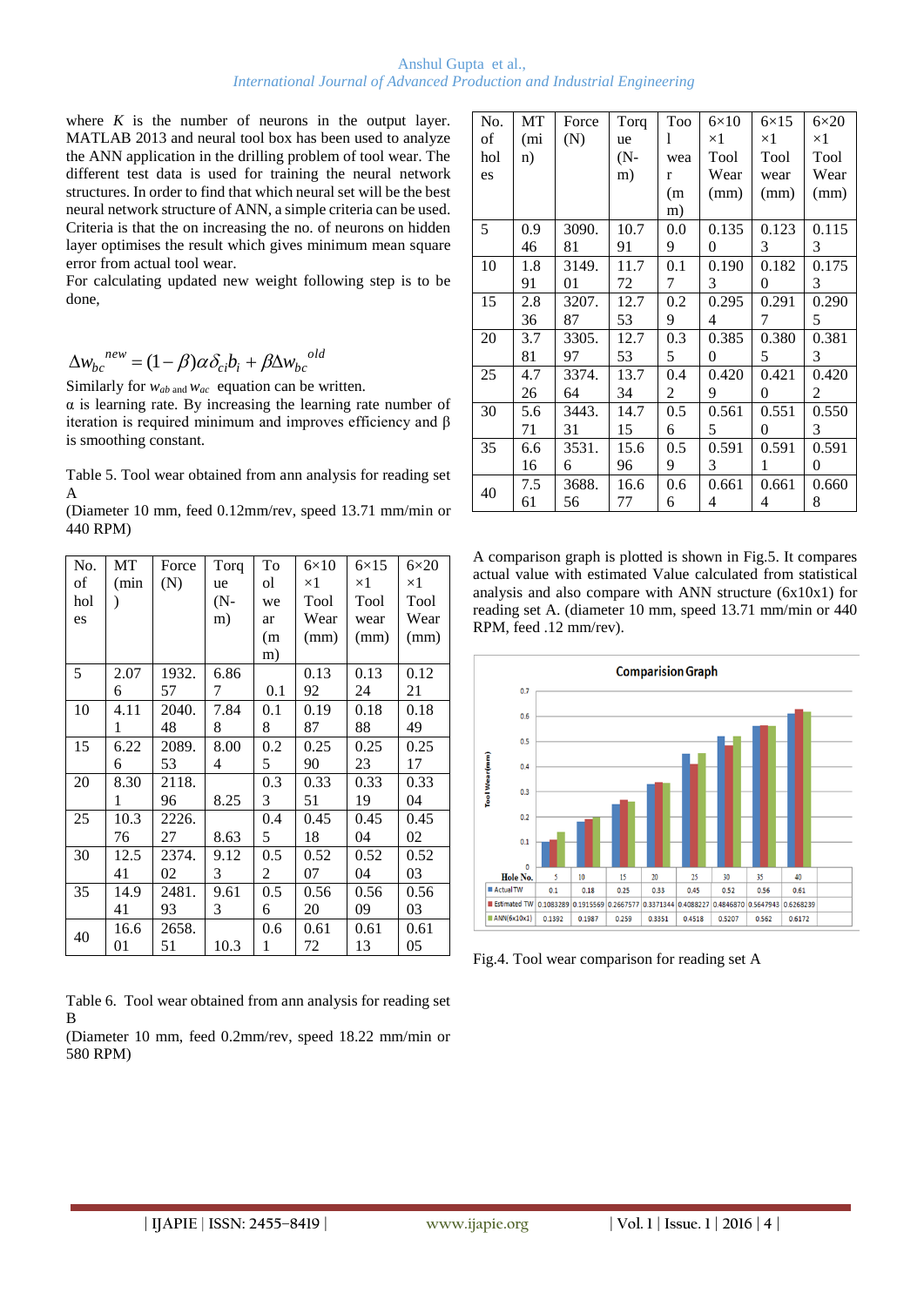where $K$ is the number of neurons in the output layer. MATLAB 2013 and neural tool box has been used to analyze the ANN application in the drilling problem of tool wear. The different test data is used for training the neural network structures. In order to find that which neural set will be the best neural network structure of ANN, a simple criteria can be used. Criteria is that the on increasing the no. of neurons on hidden layer optimises the result which gives minimum mean square error from actual tool wear.

For calculating updated new weight following step is to be done,

$$\Delta w_{bc}^{\ new} = (1-\beta)\alpha\delta_{ci}b_i + \beta\Delta w_{bc}^{\ old}$$

Similarly for $w_{ab}$ and $w_{ac}$ equation can be written.

α is learning rate. By increasing the learning rate number of iteration is required minimum and improves efficiency and β is smoothing constant.

Table 5. Tool wear obtained from ann analysis for reading set A

(Diameter 10 mm, feed 0.12mm/rev, speed 13.71 mm/min or 440 RPM)

| No. of holes | MT (min) | Force (N) | Torque (N-m) | Tool wear (mm) | 6×10×1 Tool Wear (mm) | 6×15×1 Tool wear (mm) | 6×20×1 Tool Wear (mm) |
|---|---|---|---|---|---|---|---|
| 5 | 2.076 | 1932.57 | 6.867 | 0.1 | 0.1392 | 0.1324 | 0.1221 |
| 10 | 4.111 | 2040.48 | 7.848 | 0.18 | 0.1987 | 0.1888 | 0.1849 |
| 15 | 6.226 | 2089.53 | 8.004 | 0.25 | 0.2590 | 0.2523 | 0.2517 |
| 20 | 8.301 | 2118.96 | 8.25 | 0.33 | 0.3351 | 0.3319 | 0.3304 |
| 25 | 10.376 | 2226.27 | 8.63 | 0.45 | 0.4518 | 0.4504 | 0.4502 |
| 30 | 12.541 | 2374.02 | 9.123 | 0.52 | 0.5207 | 0.5204 | 0.5203 |
| 35 | 14.941 | 2481.93 | 9.613 | 0.56 | 0.5620 | 0.5609 | 0.5603 |
| 40 | 16.601 | 2658.51 | 10.3 | 0.61 | 0.6172 | 0.6113 | 0.6105 |

Table 6. Tool wear obtained from ann analysis for reading set B

(Diameter 10 mm, feed 0.2mm/rev, speed 18.22 mm/min or 580 RPM)

| No. of holes | MT (min) | Force (N) | Torque (N-m) | Tool wear (mm) | 6×10×1 Tool Wear (mm) | 6×15×1 Tool wear (mm) | 6×20×1 Tool Wear (mm) |
|---|---|---|---|---|---|---|---|
| 5 | 0.946 | 3090.81 | 10.791 | 0.09 | 0.1350 | 0.1233 | 0.1153 |
| 10 | 1.891 | 3149.01 | 11.772 | 0.17 | 0.1903 | 0.1820 | 0.1753 |
| 15 | 2.836 | 3207.87 | 12.753 | 0.29 | 0.2954 | 0.2917 | 0.2905 |
| 20 | 3.781 | 3305.97 | 12.753 | 0.35 | 0.3850 | 0.3805 | 0.3813 |
| 25 | 4.726 | 3374.64 | 13.734 | 0.42 | 0.4209 | 0.4210 | 0.4202 |
| 30 | 5.671 | 3443.31 | 14.715 | 0.56 | 0.5615 | 0.5510 | 0.5503 |
| 35 | 6.616 | 3531.6 | 15.696 | 0.59 | 0.5913 | 0.5911 | 0.5910 |
| 40 | 7.561 | 3688.56 | 16.677 | 0.66 | 0.6614 | 0.6614 | 0.6608 |

A comparison graph is plotted is shown in Fig.5. It compares actual value with estimated Value calculated from statistical analysis and also compare with ANN structure (6x10x1) for reading set A. (diameter 10 mm, speed 13.71 mm/min or 440 RPM, feed .12 mm/rev).

Fig.4. Tool wear comparison for reading set A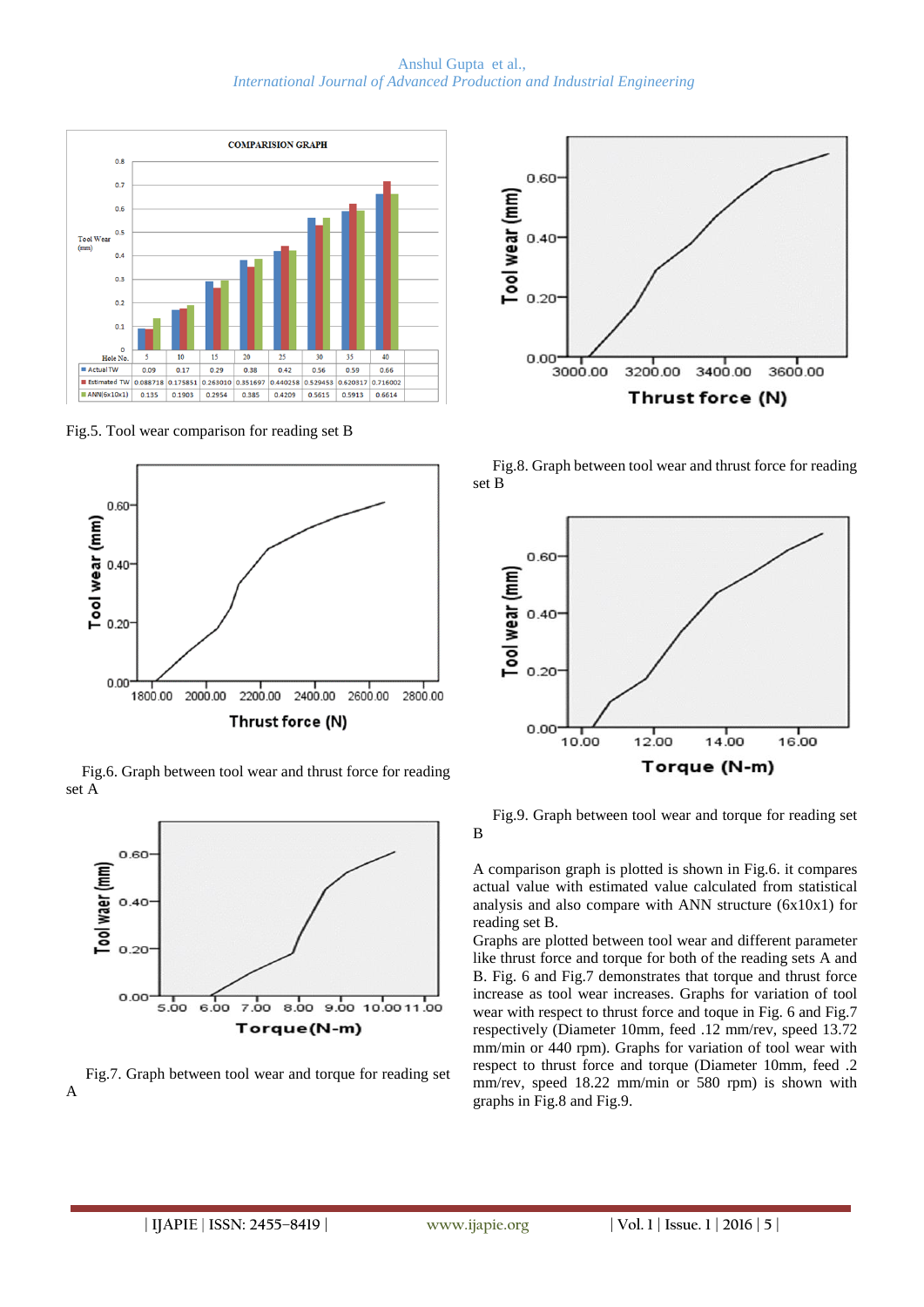Fig.5. Tool wear comparison for reading set B

Fig.6. Graph between tool wear and thrust force for reading set A

Fig.7. Graph between tool wear and torque for reading set A

Fig.8. Graph between tool wear and thrust force for reading set B

Fig.9. Graph between tool wear and torque for reading set B

A comparison graph is plotted is shown in Fig.6. it compares actual value with estimated value calculated from statistical analysis and also compare with ANN structure (6x10x1) for reading set B.

Graphs are plotted between tool wear and different parameter like thrust force and torque for both of the reading sets A and B. Fig. 6 and Fig.7 demonstrates that torque and thrust force increase as tool wear increases. Graphs for variation of tool wear with respect to thrust force and toque in Fig. 6 and Fig.7 respectively (Diameter 10mm, feed .12 mm/rev, speed 13.72 mm/min or 440 rpm). Graphs for variation of tool wear with respect to thrust force and torque (Diameter 10mm, feed .2 mm/rev, speed 18.22 mm/min or 580 rpm) is shown with graphs in Fig.8 and Fig.9.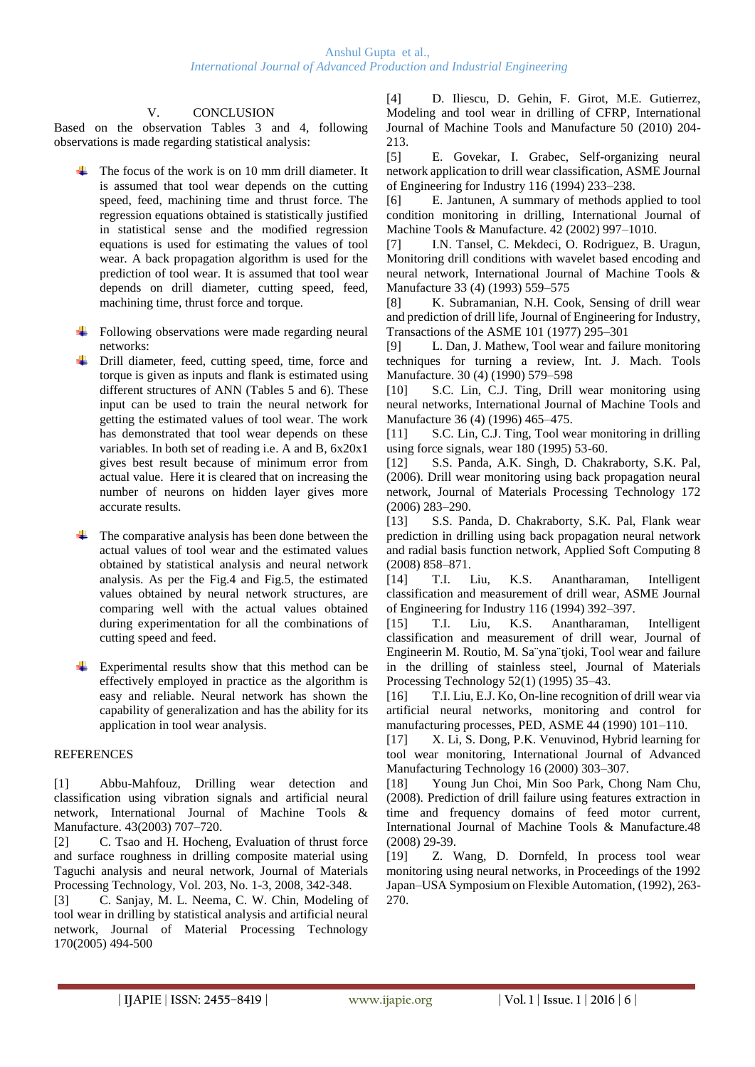## V. CONCLUSION

Based on the observation Tables 3 and 4, following observations is made regarding statistical analysis:

- The focus of the work is on 10 mm drill diameter. It is assumed that tool wear depends on the cutting speed, feed, machining time and thrust force. The regression equations obtained is statistically justified in statistical sense and the modified regression equations is used for estimating the values of tool wear. A back propagation algorithm is used for the prediction of tool wear. It is assumed that tool wear depends on drill diameter, cutting speed, feed, machining time, thrust force and torque.

- Following observations were made regarding neural networks:
- Drill diameter, feed, cutting speed, time, force and torque is given as inputs and flank is estimated using different structures of ANN (Tables 5 and 6). These input can be used to train the neural network for getting the estimated values of tool wear. The work has demonstrated that tool wear depends on these variables. In both set of reading i.e. A and B, 6x20x1 gives best result because of minimum error from actual value. Here it is cleared that on increasing the number of neurons on hidden layer gives more accurate results.

- The comparative analysis has been done between the actual values of tool wear and the estimated values obtained by statistical analysis and neural network analysis. As per the Fig.4 and Fig.5, the estimated values obtained by neural network structures, are comparing well with the actual values obtained during experimentation for all the combinations of cutting speed and feed.

- Experimental results show that this method can be effectively employed in practice as the algorithm is easy and reliable. Neural network has shown the capability of generalization and has the ability for its application in tool wear analysis.

## REFERENCES

[1] Abbu-Mahfouz, Drilling wear detection and classification using vibration signals and artificial neural network, International Journal of Machine Tools & Manufacture. 43(2003) 707–720.

[2] C. Tsao and H. Hocheng, Evaluation of thrust force and surface roughness in drilling composite material using Taguchi analysis and neural network, Journal of Materials Processing Technology, Vol. 203, No. 1-3, 2008, 342-348.

[3] C. Sanjay, M. L. Neema, C. W. Chin, Modeling of tool wear in drilling by statistical analysis and artificial neural network, Journal of Material Processing Technology 170(2005) 494-500

[4] D. Iliescu, D. Gehin, F. Girot, M.E. Gutierrez, Modeling and tool wear in drilling of CFRP, International Journal of Machine Tools and Manufacture 50 (2010) 204-213.

[5] E. Govekar, I. Grabec, Self-organizing neural network application to drill wear classification, ASME Journal of Engineering for Industry 116 (1994) 233–238.

[6] E. Jantunen, A summary of methods applied to tool condition monitoring in drilling, International Journal of Machine Tools & Manufacture. 42 (2002) 997–1010.

[7] I.N. Tansel, C. Mekdeci, O. Rodriguez, B. Uragun, Monitoring drill conditions with wavelet based encoding and neural network, International Journal of Machine Tools & Manufacture 33 (4) (1993) 559–575

[8] K. Subramanian, N.H. Cook, Sensing of drill wear and prediction of drill life, Journal of Engineering for Industry, Transactions of the ASME 101 (1977) 295–301

[9] L. Dan, J. Mathew, Tool wear and failure monitoring techniques for turning a review, Int. J. Mach. Tools Manufacture. 30 (4) (1990) 579–598

[10] S.C. Lin, C.J. Ting, Drill wear monitoring using neural networks, International Journal of Machine Tools and Manufacture 36 (4) (1996) 465–475.

[11] S.C. Lin, C.J. Ting, Tool wear monitoring in drilling using force signals, wear 180 (1995) 53-60.

[12] S.S. Panda, A.K. Singh, D. Chakraborty, S.K. Pal, (2006). Drill wear monitoring using back propagation neural network, Journal of Materials Processing Technology 172 (2006) 283–290.

[13] S.S. Panda, D. Chakraborty, S.K. Pal, Flank wear prediction in drilling using back propagation neural network and radial basis function network, Applied Soft Computing 8 (2008) 858–871.

[14] T.I. Liu, K.S. Anantharaman, Intelligent classification and measurement of drill wear, ASME Journal of Engineering for Industry 116 (1994) 392–397.

[15] T.I. Liu, K.S. Anantharaman, Intelligent classification and measurement of drill wear, Journal of Engineerin M. Routio, M. Sa¨yna¨tjoki, Tool wear and failure in the drilling of stainless steel, Journal of Materials Processing Technology 52(1) (1995) 35–43.

[16] T.I. Liu, E.J. Ko, On-line recognition of drill wear via artificial neural networks, monitoring and control for manufacturing processes, PED, ASME 44 (1990) 101–110.

[17] X. Li, S. Dong, P.K. Venuvinod, Hybrid learning for tool wear monitoring, International Journal of Advanced Manufacturing Technology 16 (2000) 303–307.

[18] Young Jun Choi, Min Soo Park, Chong Nam Chu, (2008). Prediction of drill failure using features extraction in time and frequency domains of feed motor current, International Journal of Machine Tools & Manufacture.48 (2008) 29-39.

[19] Z. Wang, D. Dornfeld, In process tool wear monitoring using neural networks, in Proceedings of the 1992 Japan–USA Symposium on Flexible Automation, (1992), 263-270.